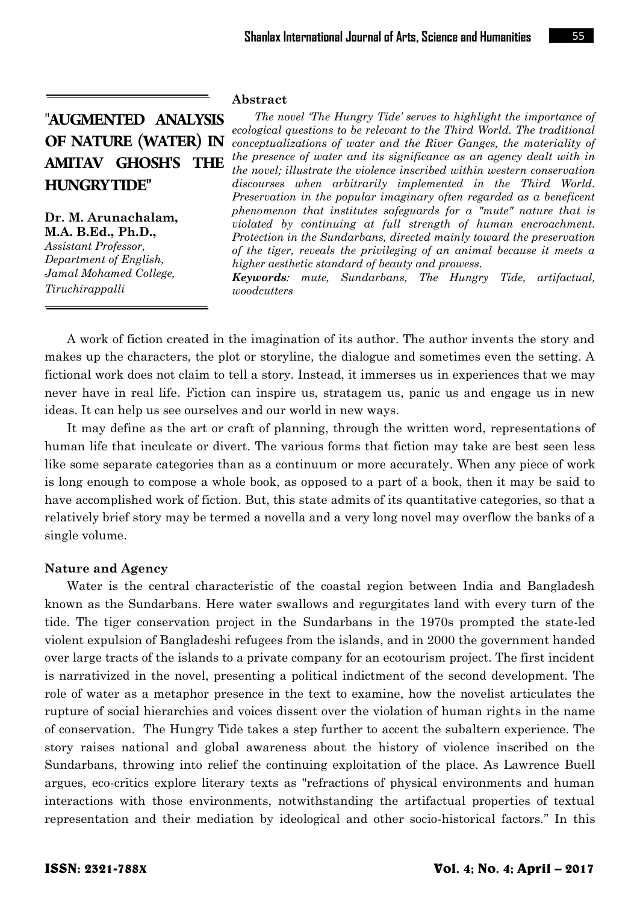# "AUGMENTED ANALYSIS OF NATURE (WATER) IN AMITAV GHOSH'S THE HUNGRYTIDE"

**Dr. M. Arunachalam, M.A. B.Ed., Ph.D.,**
*Assistant Professor, Department of English, Jamal Mohamed College, Tiruchirappalli*

**Abstract**

*The novel 'The Hungry Tide' serves to highlight the importance of ecological questions to be relevant to the Third World. The traditional conceptualizations of water and the River Ganges, the materiality of the presence of water and its significance as an agency dealt with in the novel; illustrate the violence inscribed within western conservation discourses when arbitrarily implemented in the Third World. Preservation in the popular imaginary often regarded as a beneficent phenomenon that institutes safeguards for a "mute" nature that is violated by continuing at full strength of human encroachment. Protection in the Sundarbans, directed mainly toward the preservation of the tiger, reveals the privileging of an animal because it meets a higher aesthetic standard of beauty and prowess.*

***Keywords****: mute, Sundarbans, The Hungry Tide, artifactual, woodcutters*

A work of fiction created in the imagination of its author. The author invents the story and makes up the characters, the plot or storyline, the dialogue and sometimes even the setting. A fictional work does not claim to tell a story. Instead, it immerses us in experiences that we may never have in real life. Fiction can inspire us, stratagem us, panic us and engage us in new ideas. It can help us see ourselves and our world in new ways.

It may define as the art or craft of planning, through the written word, representations of human life that inculcate or divert. The various forms that fiction may take are best seen less like some separate categories than as a continuum or more accurately. When any piece of work is long enough to compose a whole book, as opposed to a part of a book, then it may be said to have accomplished work of fiction. But, this state admits of its quantitative categories, so that a relatively brief story may be termed a novella and a very long novel may overflow the banks of a single volume.

## Nature and Agency

Water is the central characteristic of the coastal region between India and Bangladesh known as the Sundarbans. Here water swallows and regurgitates land with every turn of the tide. The tiger conservation project in the Sundarbans in the 1970s prompted the state-led violent expulsion of Bangladeshi refugees from the islands, and in 2000 the government handed over large tracts of the islands to a private company for an ecotourism project. The first incident is narrativized in the novel, presenting a political indictment of the second development. The role of water as a metaphor presence in the text to examine, how the novelist articulates the rupture of social hierarchies and voices dissent over the violation of human rights in the name of conservation. The Hungry Tide takes a step further to accent the subaltern experience. The story raises national and global awareness about the history of violence inscribed on the Sundarbans, throwing into relief the continuing exploitation of the place. As Lawrence Buell argues, eco-critics explore literary texts as "refractions of physical environments and human interactions with those environments, notwithstanding the artifactual properties of textual representation and their mediation by ideological and other socio-historical factors." In this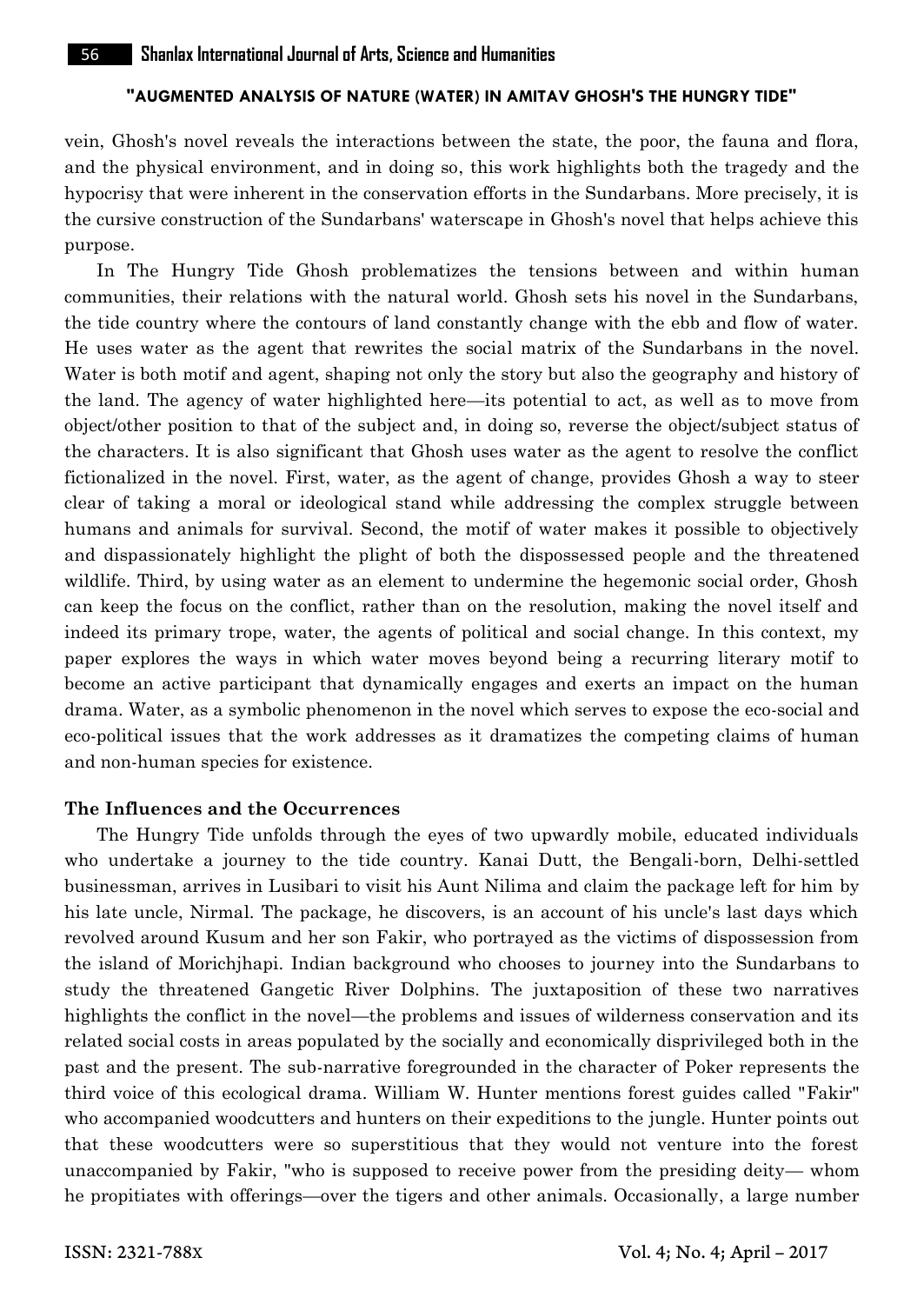vein, Ghosh's novel reveals the interactions between the state, the poor, the fauna and flora, and the physical environment, and in doing so, this work highlights both the tragedy and the hypocrisy that were inherent in the conservation efforts in the Sundarbans. More precisely, it is the cursive construction of the Sundarbans' waterscape in Ghosh's novel that helps achieve this purpose.

In The Hungry Tide Ghosh problematizes the tensions between and within human communities, their relations with the natural world. Ghosh sets his novel in the Sundarbans, the tide country where the contours of land constantly change with the ebb and flow of water. He uses water as the agent that rewrites the social matrix of the Sundarbans in the novel. Water is both motif and agent, shaping not only the story but also the geography and history of the land. The agency of water highlighted here—its potential to act, as well as to move from object/other position to that of the subject and, in doing so, reverse the object/subject status of the characters. It is also significant that Ghosh uses water as the agent to resolve the conflict fictionalized in the novel. First, water, as the agent of change, provides Ghosh a way to steer clear of taking a moral or ideological stand while addressing the complex struggle between humans and animals for survival. Second, the motif of water makes it possible to objectively and dispassionately highlight the plight of both the dispossessed people and the threatened wildlife. Third, by using water as an element to undermine the hegemonic social order, Ghosh can keep the focus on the conflict, rather than on the resolution, making the novel itself and indeed its primary trope, water, the agents of political and social change. In this context, my paper explores the ways in which water moves beyond being a recurring literary motif to become an active participant that dynamically engages and exerts an impact on the human drama. Water, as a symbolic phenomenon in the novel which serves to expose the eco-social and eco-political issues that the work addresses as it dramatizes the competing claims of human and non-human species for existence.

**The Influences and the Occurrences**

The Hungry Tide unfolds through the eyes of two upwardly mobile, educated individuals who undertake a journey to the tide country. Kanai Dutt, the Bengali-born, Delhi-settled businessman, arrives in Lusibari to visit his Aunt Nilima and claim the package left for him by his late uncle, Nirmal. The package, he discovers, is an account of his uncle's last days which revolved around Kusum and her son Fakir, who portrayed as the victims of dispossession from the island of Morichjhapi. Indian background who chooses to journey into the Sundarbans to study the threatened Gangetic River Dolphins. The juxtaposition of these two narratives highlights the conflict in the novel—the problems and issues of wilderness conservation and its related social costs in areas populated by the socially and economically disprivileged both in the past and the present. The sub-narrative foregrounded in the character of Poker represents the third voice of this ecological drama. William W. Hunter mentions forest guides called "Fakir" who accompanied woodcutters and hunters on their expeditions to the jungle. Hunter points out that these woodcutters were so superstitious that they would not venture into the forest unaccompanied by Fakir, "who is supposed to receive power from the presiding deity— whom he propitiates with offerings—over the tigers and other animals. Occasionally, a large number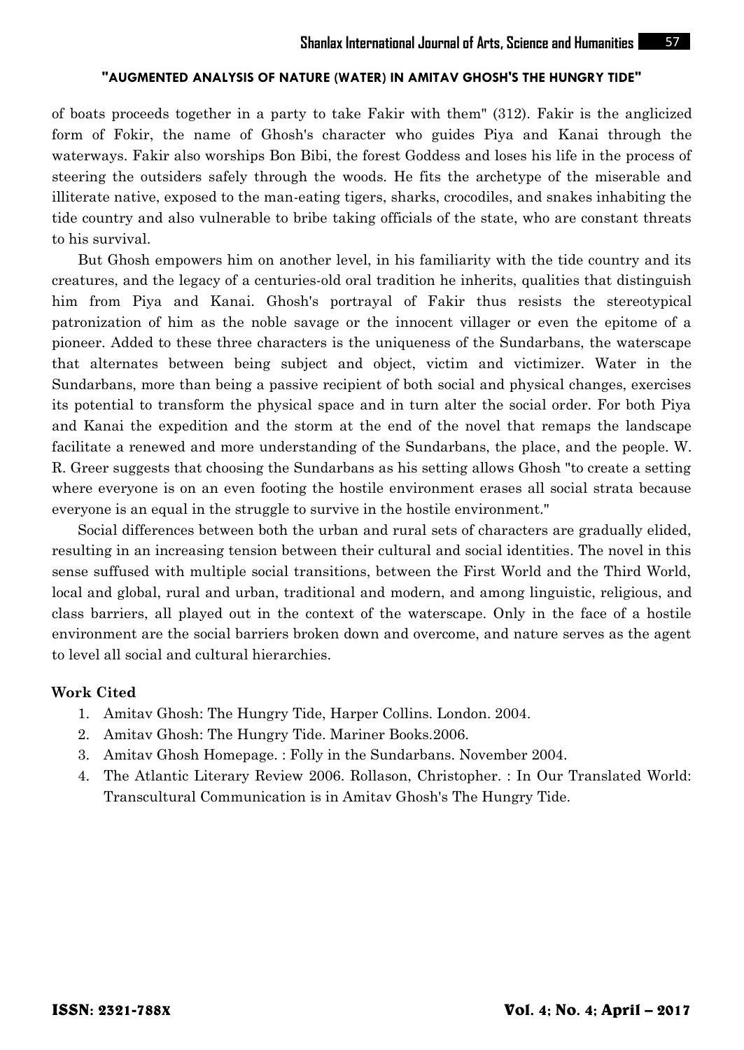of boats proceeds together in a party to take Fakir with them" (312). Fakir is the anglicized form of Fokir, the name of Ghosh's character who guides Piya and Kanai through the waterways. Fakir also worships Bon Bibi, the forest Goddess and loses his life in the process of steering the outsiders safely through the woods. He fits the archetype of the miserable and illiterate native, exposed to the man-eating tigers, sharks, crocodiles, and snakes inhabiting the tide country and also vulnerable to bribe taking officials of the state, who are constant threats to his survival.

But Ghosh empowers him on another level, in his familiarity with the tide country and its creatures, and the legacy of a centuries-old oral tradition he inherits, qualities that distinguish him from Piya and Kanai. Ghosh's portrayal of Fakir thus resists the stereotypical patronization of him as the noble savage or the innocent villager or even the epitome of a pioneer. Added to these three characters is the uniqueness of the Sundarbans, the waterscape that alternates between being subject and object, victim and victimizer. Water in the Sundarbans, more than being a passive recipient of both social and physical changes, exercises its potential to transform the physical space and in turn alter the social order. For both Piya and Kanai the expedition and the storm at the end of the novel that remaps the landscape facilitate a renewed and more understanding of the Sundarbans, the place, and the people. W. R. Greer suggests that choosing the Sundarbans as his setting allows Ghosh "to create a setting where everyone is on an even footing the hostile environment erases all social strata because everyone is an equal in the struggle to survive in the hostile environment."

Social differences between both the urban and rural sets of characters are gradually elided, resulting in an increasing tension between their cultural and social identities. The novel in this sense suffused with multiple social transitions, between the First World and the Third World, local and global, rural and urban, traditional and modern, and among linguistic, religious, and class barriers, all played out in the context of the waterscape. Only in the face of a hostile environment are the social barriers broken down and overcome, and nature serves as the agent to level all social and cultural hierarchies.

**Work Cited**

1. Amitav Ghosh: The Hungry Tide, Harper Collins. London. 2004.
2. Amitav Ghosh: The Hungry Tide. Mariner Books.2006.
3. Amitav Ghosh Homepage. : Folly in the Sundarbans. November 2004.
4. The Atlantic Literary Review 2006. Rollason, Christopher. : In Our Translated World: Transcultural Communication is in Amitav Ghosh's The Hungry Tide.